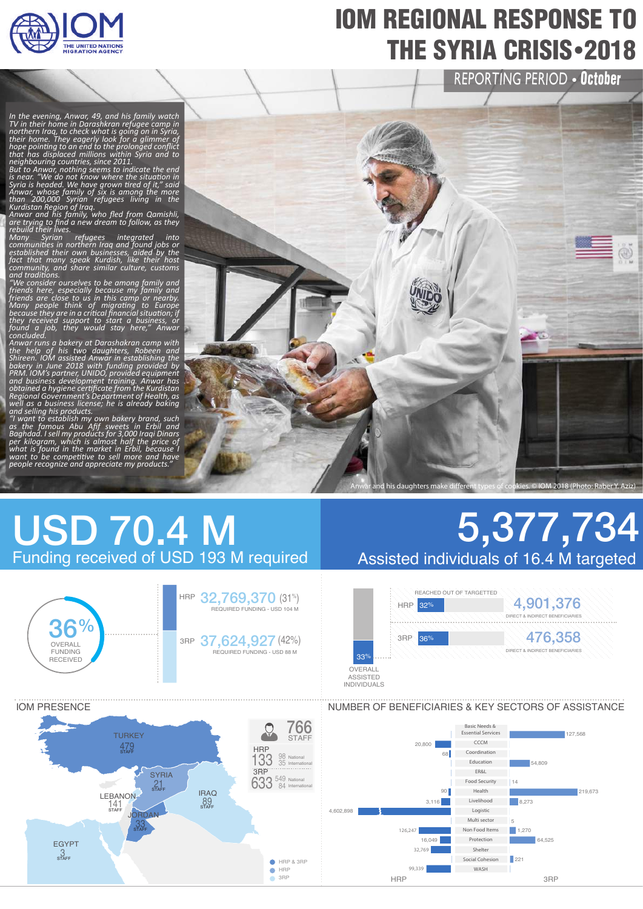# IOM REGIONAL RESPONSE TO THE SYRIA CRISIS•2018

REPORTING PERIOD • **October**

*In the evening, Anwar, 49, and his family watch TV in their home in Darashkran refugee camp in northern Iraq, to check what is going on in Syria, their home. They eagerly look for a glimmer of hope pointing to an end to the prolonged conflict that has displaced millions within Syria and to neighbouring countries, since 2011.*

*But to Anwar, nothing seems to indicate the end is near. "We do not know where the situation in Syria is headed. We have grown tired of it," said Anwar, whose family of six is among the more than 200,000 Syrian refugees living in the Kurdistan Region of Iraq.*

*Anwar and his family, who fled from Qamishli, are trying to find a new dream to follow, as they rebuild their lives.*

*Many Syrian refugees integrated into communities in northern Iraq and found jobs or established their own businesses, aided by the fact that many speak Kurdish, like their host community, and share similar culture, customs and traditions.*

*"We consider ourselves to be among family and friends here, especially because my family and friends are close to us in this camp or nearby. Many people think of migrating to Europe because they are in a critical financial situation; if they received support to start a business, or found a job, they would stay here," Anwar concluded.*

*Anwar runs a bakery at Darashakran camp with the help of his two daughters, Robeen and Shireen. IOM assisted Anwar in establishing the bakery in June 2018 with funding provided by PRM. IOM's partner, UNIDO, provided equipment and business development training. Anwar has obtained a hygiene certificate from the Kurdistan Regional Government's Department of Health, as well as a business license; he is already baking and selling his products.*

*"I want to establish my own bakery brand, such as the famous Abu Afif sweets in Erbil and Baghdad. I sell my products for 3,000 Iraqi Dinars per kilogram, which is almost half the price of what is found in the market in Erbil, because I want to be competitive to sell more and have people recognize and appreciate my products."*

Anwar and his daughters make different types of cookies. © IOM 2018 (Photo: Raber Y. Aziz)

## USD 70.4 M
Funding received of USD 193 M required

**36%** OVERALL FUNDING RECEIVED

- HRP **32,769,370** (31%) — REQUIRED FUNDING - USD 104 M
- 3RP **37,624,927** (42%) — REQUIRED FUNDING - USD 88 M

## 5,377,734
Assisted individuals of 16.4 M targeted

**33%** OVERALL ASSISTED INDIVIDUALS

REACHED OUT OF TARGETTED

- HRP 32% — **4,901,376** DIRECT & INDIRECT BENEFICIARIES
- 3RP 36% — **476,358** DIRECT & INDIRECT BENEFICIARIES

## IOM PRESENCE

| Country | Staff |
| --- | --- |
| TURKEY | 479 |
| SYRIA | 21 |
| LEBANON | 141 |
| JORDAN | 33 |
| IRAQ | 89 |
| EGYPT | 3 |

**766 STAFF**

- HRP 133: 98 National, 35 International
- 3RP 633: 549 National, 84 International

Legend: HRP & 3RP; HRP; 3RP

## NUMBER OF BENEFICIARIES & KEY SECTORS OF ASSISTANCE

| HRP | Sector | 3RP |
| --- | --- | --- |
| | Basic Needs & Essential Services | 127,568 |
| 20,800 | CCCM | |
| 68 | Coordination | |
| | Education | 54,809 |
| | ER&L | |
| | Food Security | 14 |
| 90 | Health | 219,673 |
| 3,116 | Livelihood | 8,273 |
| 4,602,898 | Logistic | |
| | Multi sector | 5 |
| 126,247 | Non Food Items | 1,270 |
| 16,049 | Protection | 64,525 |
| 32,769 | Shelter | |
| | Social Cohesion | 221 |
| 99,339 | WASH | |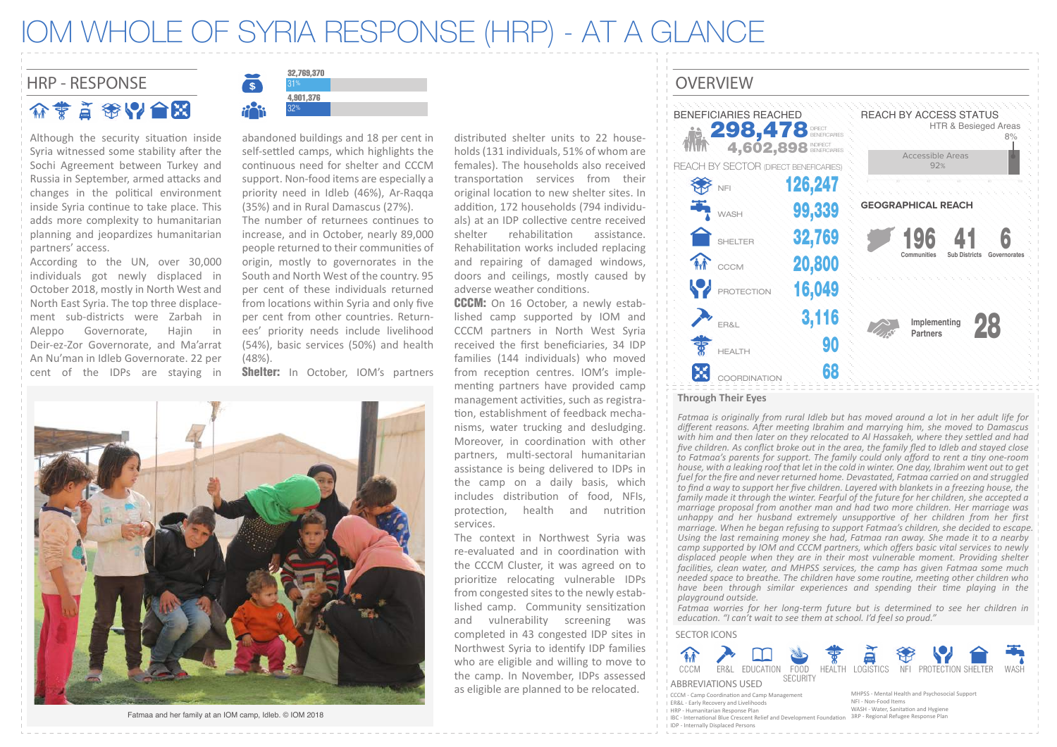# IOM WHOLE OF SYRIA RESPONSE (HRP) - AT A GLANCE

## HRP - RESPONSE

32,769,370 — 31%

4,901,376 — 32%

Although the security situation inside Syria witnessed some stability after the Sochi Agreement between Turkey and Russia in September, armed attacks and changes in the political environment inside Syria continue to take place. This adds more complexity to humanitarian planning and jeopardizes humanitarian partners' access.

According to the UN, over 30,000 individuals got newly displaced in October 2018, mostly in North West and North East Syria. The top three displacement sub-districts were Zarbah in Aleppo Governorate, Hajin in Deir-ez-Zor Governorate, and Ma'arrat An Nu'man in Idleb Governorate. 22 per cent of the IDPs are staying in abandoned buildings and 18 per cent in self-settled camps, which highlights the continuous need for shelter and CCCM support. Non-food items are especially a priority need in Idleb (46%), Ar-Raqqa (35%) and in Rural Damascus (27%).

The number of returnees continues to increase, and in October, nearly 89,000 people returned to their communities of origin, mostly to governorates in the South and North West of the country. 95 per cent of these individuals returned from locations within Syria and only five per cent from other countries. Returnees' priority needs include livelihood (54%), basic services (50%) and health (48%).

**Shelter:** In October, IOM's partners distributed shelter units to 22 households (131 individuals, 51% of whom are females). The households also received transportation services from their original location to new shelter sites. In addition, 172 households (794 individuals) at an IDP collective centre received shelter rehabilitation assistance. Rehabilitation works included replacing and repairing of damaged windows, doors and ceilings, mostly caused by adverse weather conditions.

**CCCM:** On 16 October, a newly established camp supported by IOM and CCCM partners in North West Syria received the first beneficiaries, 34 IDP families (144 individuals) who moved from reception centres. IOM's implementing partners have provided camp management activities, such as registration, establishment of feedback mechanisms, water trucking and desludging. Moreover, in coordination with other partners, multi-sectoral humanitarian assistance is being delivered to IDPs in the camp on a daily basis, which includes distribution of food, NFIs, protection, health and nutrition services.

The context in Northwest Syria was re-evaluated and in coordination with the CCCM Cluster, it was agreed on to prioritize relocating vulnerable IDPs from congested sites to the newly established camp. Community sensitization and vulnerability screening was completed in 43 congested IDP sites in Northwest Syria to identify IDP families who are eligible and willing to move to the camp. In November, IDPs assessed as eligible are planned to be relocated.

Fatmaa and her family at an IOM camp, Idleb. © IOM 2018

## OVERVIEW

### BENEFICIARIES REACHED

- 298,478 DIRECT BENEFICIARIES
- 4,602,898 INDIRECT BENEFICIARIES

### REACH BY SECTOR (DIRECT BENEFICARIES)

| Sector | Reach |
|---|---|
| NFI | 126,247 |
| WASH | 99,339 |
| SHELTER | 32,769 |
| CCCM | 20,800 |
| PROTECTION | 16,049 |
| ER&L | 3,116 |
| HEALTH | 90 |
| COORDINATION | 68 |

### REACH BY ACCESS STATUS

- HTR & Besieged Areas 8%
- Accessible Areas 92%

### GEOGRAPHICAL REACH

- 196 Communities
- 41 Sub Districts
- 6 Governorates

Implementing Partners: 28

### Through Their Eyes

*Fatmaa is originally from rural Idleb but has moved around a lot in her adult life for different reasons. After meeting Ibrahim and marrying him, she moved to Damascus with him and then later on they relocated to Al Hassakeh, where they settled and had five children. As conflict broke out in the area, the family fled to Idleb and stayed close to Fatmaa's parents for support. The family could only afford to rent a tiny one-room house, with a leaking roof that let in the cold in winter. One day, Ibrahim went out to get fuel for the fire and never returned home. Devastated, Fatmaa carried on and struggled to find a way to support her five children. Layered with blankets in a freezing house, the family made it through the winter. Fearful of the future for her children, she accepted a marriage proposal from another man and had two more children. Her marriage was unhappy and her husband extremely unsupportive of her children from her first marriage. When he began refusing to support Fatmaa's children, she decided to escape. Using the last remaining money she had, Fatmaa ran away. She made it to a nearby camp supported by IOM and CCCM partners, which offers basic vital services to newly displaced people when they are in their most vulnerable moment. Providing shelter facilities, clean water, and MHPSS services, the camp has given Fatmaa some much needed space to breathe. The children have some routine, meeting other children who have been through similar experiences and spending their time playing in the playground outside.*

*Fatmaa worries for her long-term future but is determined to see her children in education. "I can't wait to see them at school. I'd feel so proud."*

### SECTOR ICONS

CCCM, ER&L, EDUCATION, FOOD SECURITY, HEALTH, LOGISTICS, NFI, PROTECTION, SHELTER, WASH

### ABBREVIATIONS USED

- CCCM - Camp Coordination and Camp Management
- ER&L - Early Recovery and Livelihoods
- HRP - Humanitarian Response Plan
- IBC - International Blue Crescent Relief and Development Foundation
- IDP - Internally Displaced Persons
- MHPSS - Mental Health and Psychosocial Support
- NFI - Non-Food Items
- WASH - Water, Sanitation and Hygiene
- 3RP - Regional Refugee Response Plan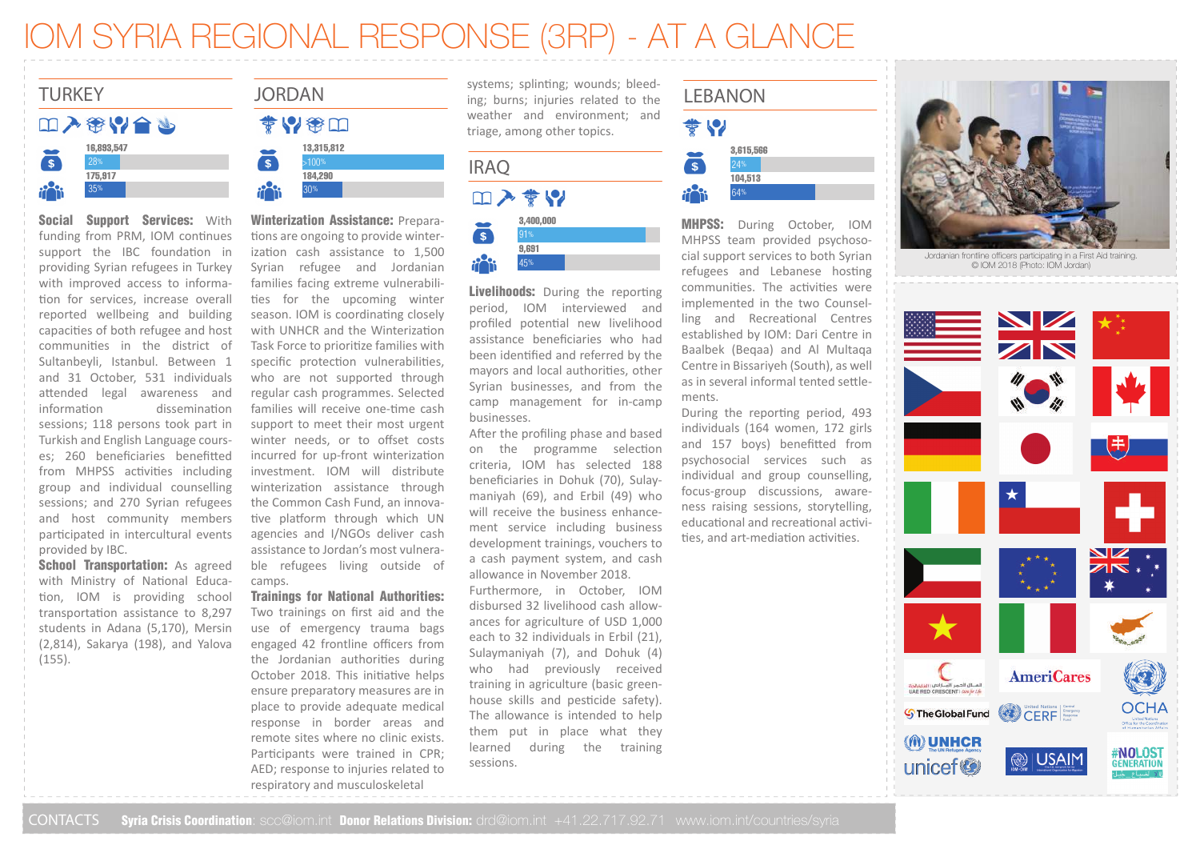# IOM SYRIA REGIONAL RESPONSE (3RP) - AT A GLANCE

## TURKEY

16,893,547
28%
175,917
35%

**Social Support Services:** With funding from PRM, IOM continues support the IBC foundation in providing Syrian refugees in Turkey with improved access to information for services, increase overall reported wellbeing and building capacities of both refugee and host communities in the district of Sultanbeyli, Istanbul. Between 1 and 31 October, 531 individuals attended legal awareness and information dissemination sessions; 118 persons took part in Turkish and English Language courses; 260 beneficiaries benefitted from MHPSS activities including group and individual counselling sessions; and 270 Syrian refugees and host community members participated in intercultural events provided by IBC.

**School Transportation:** As agreed with Ministry of National Education, IOM is providing school transportation assistance to 8,297 students in Adana (5,170), Mersin (2,814), Sakarya (198), and Yalova (155).

## JORDAN

13,315,812
>100%
184,290
30%

**Winterization Assistance:** Preparations are ongoing to provide winterization cash assistance to 1,500 Syrian refugee and Jordanian families facing extreme vulnerabilities for the upcoming winter season. IOM is coordinating closely with UNHCR and the Winterization Task Force to prioritize families with specific protection vulnerabilities, who are not supported through regular cash programmes. Selected families will receive one-time cash support to meet their most urgent winter needs, or to offset costs incurred for up-front winterization investment. IOM will distribute winterization assistance through the Common Cash Fund, an innovative platform through which UN agencies and I/NGOs deliver cash assistance to Jordan's most vulnerable refugees living outside of camps.

**Trainings for National Authorities:** Two trainings on first aid and the use of emergency trauma bags engaged 42 frontline officers from the Jordanian authorities during October 2018. This initiative helps ensure preparatory measures are in place to provide adequate medical response in border areas and remote sites where no clinic exists. Participants were trained in CPR; AED; response to injuries related to respiratory and musculoskeletal systems; splinting; wounds; bleeding; burns; injuries related to the weather and environment; and triage, among other topics.

## IRAQ

3,400,000
91%
9,691
45%

**Livelihoods:** During the reporting period, IOM interviewed and profiled potential new livelihood assistance beneficiaries who had been identified and referred by the mayors and local authorities, other Syrian businesses, and from the camp management for in-camp businesses.

After the profiling phase and based on the programme selection criteria, IOM has selected 188 beneficiaries in Dohuk (70), Sulaymaniyah (69), and Erbil (49) who will receive the business enhancement service including business development trainings, vouchers to a cash payment system, and cash allowance in November 2018.

Furthermore, in October, IOM disbursed 32 livelihood cash allowances for agriculture of USD 1,000 each to 32 individuals in Erbil (21), Sulaymaniyah (7), and Dohuk (4) who had previously received training in agriculture (basic greenhouse skills and pesticide safety). The allowance is intended to help them put in place what they learned during the training sessions.

## LEBANON

3,615,566
24%
104,513
64%

**MHPSS:** During October, IOM MHPSS team provided psychosocial support services to both Syrian refugees and Lebanese hosting communities. The activities were implemented in the two Counselling and Recreational Centres established by IOM: Dari Centre in Baalbek (Beqaa) and Al Multaqa Centre in Bissariyeh (South), as well as in several informal tented settlements.

During the reporting period, 493 individuals (164 women, 172 girls and 157 boys) benefitted from psychosocial services such as individual and group counselling, focus-group discussions, awareness raising sessions, storytelling, educational and recreational activities, and art-mediation activities.

Jordanian frontline officers participating in a First Aid training. © IOM 2018 (Photo: IOM Jordan)

CONTACTS **Syria Crisis Coordination**: scc@iom.int **Donor Relations Division:** drd@iom.int +41.22.717.92.71 www.iom.int/countries/syria